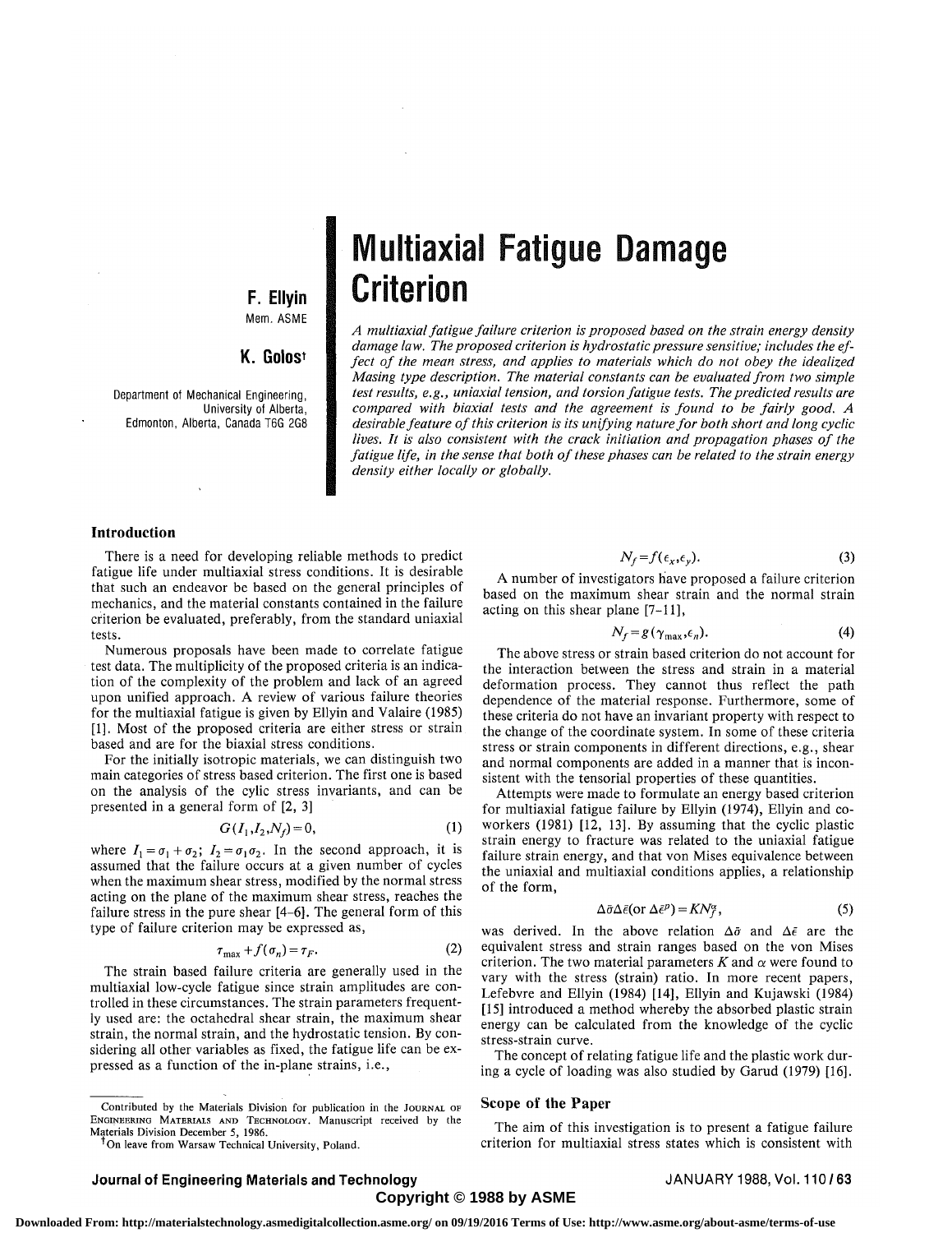# Multiaxial Fatigue Damage Criterion

**F. Ellyin**
Mem. ASME

**K. Golos**[†]

Department of Mechanical Engineering,
University of Alberta,
Edmonton, Alberta, Canada T6G 2G8

*A multiaxial fatigue failure criterion is proposed based on the strain energy density damage law. The proposed criterion is hydrostatic pressure sensitive; includes the effect of the mean stress, and applies to materials which do not obey the idealized Masing type description. The material constants can be evaluated from two simple test results, e.g., uniaxial tension, and torsion fatigue tests. The predicted results are compared with biaxial tests and the agreement is found to be fairly good. A desirable feature of this criterion is its unifying nature for both short and long cyclic lives. It is also consistent with the crack initiation and propagation phases of the fatigue life, in the sense that both of these phases can be related to the strain energy density either locally or globally.*

## Introduction

There is a need for developing reliable methods to predict fatigue life under multiaxial stress conditions. It is desirable that such an endeavor be based on the general principles of mechanics, and the material constants contained in the failure criterion be evaluated, preferably, from the standard uniaxial tests.

Numerous proposals have been made to correlate fatigue test data. The multiplicity of the proposed criteria is an indication of the complexity of the problem and lack of an agreed upon unified approach. A review of various failure theories for the multiaxial fatigue is given by Ellyin and Valaire (1985) [1]. Most of the proposed criteria are either stress or strain based and are for the biaxial stress conditions.

For the initially isotropic materials, we can distinguish two main categories of stress based criterion. The first one is based on the analysis of the cylic stress invariants, and can be presented in a general form of [2, 3]

$$G(I_1, I_2, N_f) = 0, \tag{1}$$

where $I_1 = \sigma_1 + \sigma_2$; $I_2 = \sigma_1 \sigma_2$. In the second approach, it is assumed that the failure occurs at a given number of cycles when the maximum shear stress, modified by the normal stress acting on the plane of the maximum shear stress, reaches the failure stress in the pure shear [4–6]. The general form of this type of failure criterion may be expressed as,

$$\tau_{\max} + f(\sigma_n) = \tau_F. \tag{2}$$

The strain based failure criteria are generally used in the multiaxial low-cycle fatigue since strain amplitudes are controlled in these circumstances. The strain parameters frequently used are: the octahedral shear strain, the maximum shear strain, the normal strain, and the hydrostatic tension. By considering all other variables as fixed, the fatigue life can be expressed as a function of the in-plane strains, i.e.,

$$N_f = f(\epsilon_x, \epsilon_y). \tag{3}$$

A number of investigators have proposed a failure criterion based on the maximum shear strain and the normal strain acting on this shear plane [7–11],

$$N_f = g(\gamma_{\max}, \epsilon_n). \tag{4}$$

The above stress or strain based criterion do not account for the interaction between the stress and strain in a material deformation process. They cannot thus reflect the path dependence of the material response. Furthermore, some of these criteria do not have an invariant property with respect to the change of the coordinate system. In some of these criteria stress or strain components in different directions, e.g., shear and normal components are added in a manner that is inconsistent with the tensorial properties of these quantities.

Attempts were made to formulate an energy based criterion for multiaxial fatigue failure by Ellyin (1974), Ellyin and coworkers (1981) [12, 13]. By assuming that the cyclic plastic strain energy to fracture was related to the uniaxial fatigue failure strain energy, and that von Mises equivalence between the uniaxial and multiaxial conditions applies, a relationship of the form,

$$\Delta\bar{\sigma}\Delta\bar{\epsilon}(\text{or } \Delta\bar{\epsilon}^p) = K N_f^\alpha, \tag{5}$$

was derived. In the above relation $\Delta\bar{\sigma}$ and $\Delta\bar{\epsilon}$ are the equivalent stress and strain ranges based on the von Mises criterion. The two material parameters $K$ and $\alpha$ were found to vary with the stress (strain) ratio. In more recent papers, Lefebvre and Ellyin (1984) [14], Ellyin and Kujawski (1984) [15] introduced a method whereby the absorbed plastic strain energy can be calculated from the knowledge of the cyclic stress-strain curve.

The concept of relating fatigue life and the plastic work during a cycle of loading was also studied by Garud (1979) [16].

## Scope of the Paper

The aim of this investigation is to present a fatigue failure criterion for multiaxial stress states which is consistent with

---

Contributed by the Materials Division for publication in the JOURNAL OF ENGINEERING MATERIALS AND TECHNOLOGY. Manuscript received by the Materials Division December 5, 1986.

[†] On leave from Warsaw Technical University, Poland.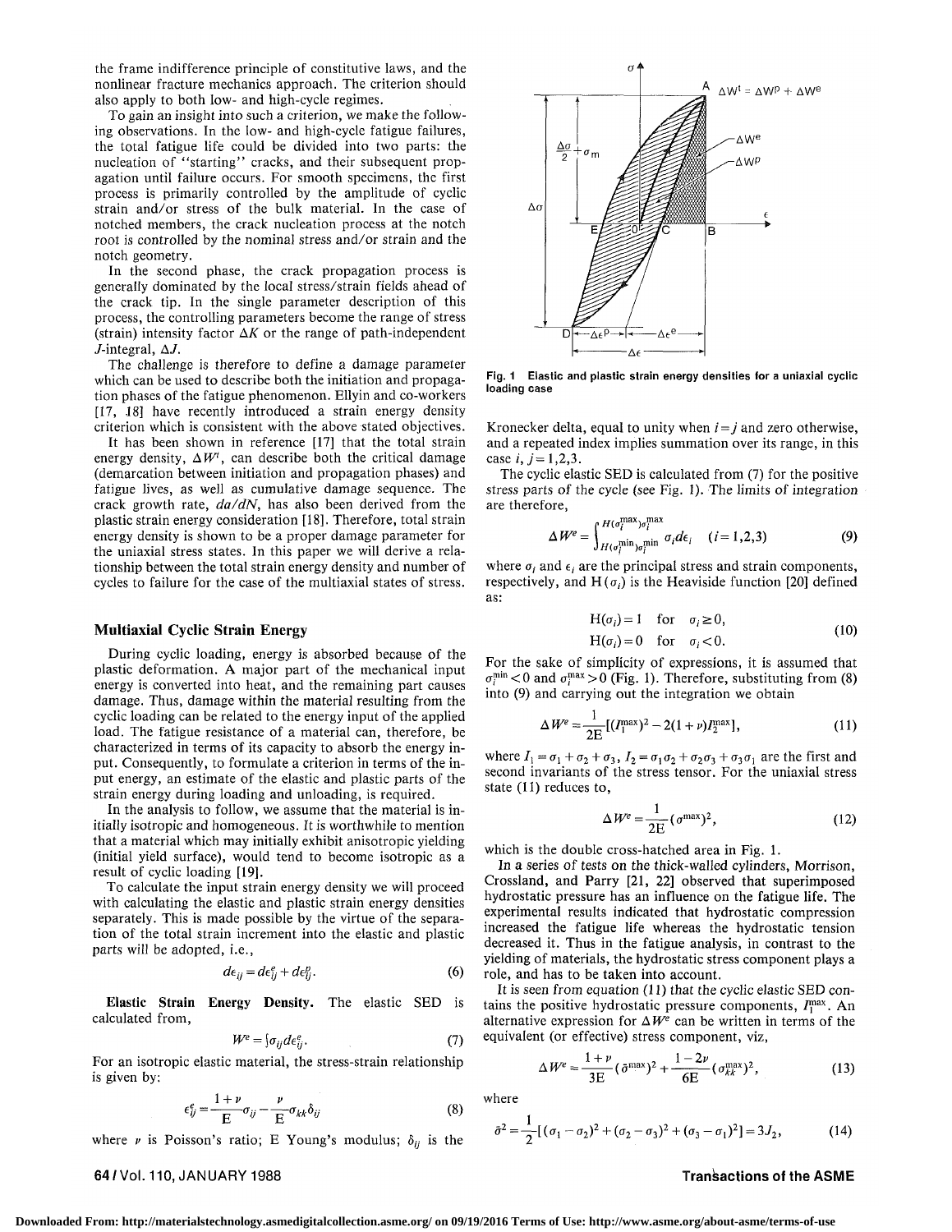the frame indifference principle of constitutive laws, and the nonlinear fracture mechanics approach. The criterion should also apply to both low- and high-cycle regimes.

To gain an insight into such a criterion, we make the following observations. In the low- and high-cycle fatigue failures, the total fatigue life could be divided into two parts: the nucleation of "starting" cracks, and their subsequent propagation until failure occurs. For smooth specimens, the first process is primarily controlled by the amplitude of cyclic strain and/or stress of the bulk material. In the case of notched members, the crack nucleation process at the notch root is controlled by the nominal stress and/or strain and the notch geometry.

In the second phase, the crack propagation process is generally dominated by the local stress/strain fields ahead of the crack tip. In the single parameter description of this process, the controlling parameters become the range of stress (strain) intensity factor $\Delta K$ or the range of path-independent $J$-integral, $\Delta J$.

The challenge is therefore to define a damage parameter which can be used to describe both the initiation and propagation phases of the fatigue phenomenon. Ellyin and co-workers [17, 18] have recently introduced a strain energy density criterion which is consistent with the above stated objectives.

It has been shown in reference [17] that the total strain energy density, $\Delta W^t$, can describe both the critical damage (demarcation between initiation and propagation phases) and fatigue lives, as well as cumulative damage sequence. The crack growth rate, $da/dN$, has also been derived from the plastic strain energy consideration [18]. Therefore, total strain energy density is shown to be a proper damage parameter for the uniaxial stress states. In this paper we will derive a relationship between the total strain energy density and number of cycles to failure for the case of the multiaxial states of stress.

## Multiaxial Cyclic Strain Energy

During cyclic loading, energy is absorbed because of the plastic deformation. A major part of the mechanical input energy is converted into heat, and the remaining part causes damage. Thus, damage within the material resulting from the cyclic loading can be related to the energy input of the applied load. The fatigue resistance of a material can, therefore, be characterized in terms of its capacity to absorb the energy input. Consequently, to formulate a criterion in terms of the input energy, an estimate of the elastic and plastic parts of the strain energy during loading and unloading, is required.

In the analysis to follow, we assume that the material is initially isotropic and homogeneous. It is worthwhile to mention that a material which may initially exhibit anisotropic yielding (initial yield surface), would tend to become isotropic as a result of cyclic loading [19].

To calculate the input strain energy density we will proceed with calculating the elastic and plastic strain energy densities separately. This is made possible by the virtue of the separation of the total strain increment into the elastic and plastic parts will be adopted, i.e.,

$$d\epsilon_{ij} = d\epsilon_{ij}^e + d\epsilon_{ij}^p. \qquad (6)$$

**Elastic Strain Energy Density.** The elastic SED is calculated from,

$$W^e = \int \sigma_{ij} d\epsilon_{ij}^e. \qquad (7)$$

For an isotropic elastic material, the stress-strain relationship is given by:

$$\epsilon_{ij}^e = \frac{1+\nu}{E}\sigma_{ij} - \frac{\nu}{E}\sigma_{kk}\delta_{ij} \qquad (8)$$

where $\nu$ is Poisson's ratio; E Young's modulus; $\delta_{ij}$ is the Kronecker delta, equal to unity when $i=j$ and zero otherwise, and a repeated index implies summation over its range, in this case $i, j = 1,2,3$.

Fig. 1 Elastic and plastic strain energy densities for a uniaxial cyclic loading case

The cyclic elastic SED is calculated from (7) for the positive stress parts of the cycle (see Fig. 1). The limits of integration are therefore,

$$\Delta W^e = \int_{H(\sigma_i^{\min})\sigma_i^{\min}}^{H(\sigma_i^{\max})\sigma_i^{\max}} \sigma_i d\epsilon_i \quad (i=1,2,3) \qquad (9)$$

where $\sigma_i$ and $\epsilon_i$ are the principal stress and strain components, respectively, and $H(\sigma_i)$ is the Heaviside function [20] defined as:

$$\begin{aligned} H(\sigma_i) &= 1 \quad \text{for} \quad \sigma_i \geq 0, \\ H(\sigma_i) &= 0 \quad \text{for} \quad \sigma_i < 0. \end{aligned} \qquad (10)$$

For the sake of simplicity of expressions, it is assumed that $\sigma_i^{\min} < 0$ and $\sigma_i^{\max} > 0$ (Fig. 1). Therefore, substituting from (8) into (9) and carrying out the integration we obtain

$$\Delta W^e = \frac{1}{2E}[(I_1^{\max})^2 - 2(1+\nu)I_2^{\max}], \qquad (11)$$

where $I_1 = \sigma_1 + \sigma_2 + \sigma_3$, $I_2 = \sigma_1\sigma_2 + \sigma_2\sigma_3 + \sigma_3\sigma_1$ are the first and second invariants of the stress tensor. For the uniaxial stress state (11) reduces to,

$$\Delta W^e = \frac{1}{2E}(\sigma^{\max})^2, \qquad (12)$$

which is the double cross-hatched area in Fig. 1.

In a series of tests on the thick-walled cylinders, Morrison, Crossland, and Parry [21, 22] observed that superimposed hydrostatic pressure has an influence on the fatigue life. The experimental results indicated that hydrostatic compression increased the fatigue life whereas the hydrostatic tension decreased it. Thus in the fatigue analysis, in contrast to the yielding of materials, the hydrostatic stress component plays a role, and has to be taken into account.

It is seen from equation (11) that the cyclic elastic SED contains the positive hydrostatic pressure components, $I_1^{\max}$. An alternative expression for $\Delta W^e$ can be written in terms of the equivalent (or effective) stress component, viz,

$$\Delta W^e = \frac{1+\nu}{3E}(\bar{\sigma}^{\max})^2 + \frac{1-2\nu}{6E}(\sigma_{kk}^{\max})^2, \qquad (13)$$

where

$$\bar{\sigma}^2 = \frac{1}{2}[(\sigma_1 - \sigma_2)^2 + (\sigma_2 - \sigma_3)^2 + (\sigma_3 - \sigma_1)^2] = 3J_2, \qquad (14)$$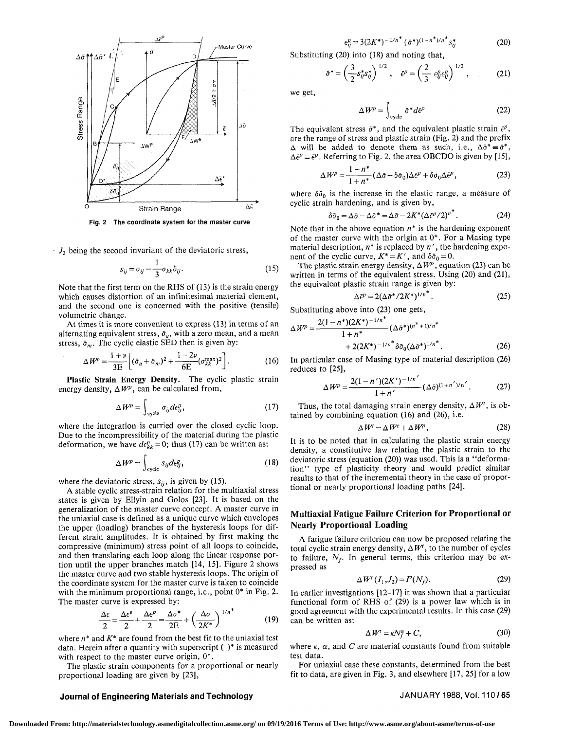Fig. 2 The coordinate system for the master curve

$J_2$ being the second invariant of the deviatoric stress,

$$s_{ij} = \sigma_{ij} - \frac{1}{3}\sigma_{kk}\delta_{ij}. \tag{15}$$

Note that the first term on the RHS of (13) is the strain energy which causes distortion of an infinitesimal material element, and the second one is concerned with the positive (tensile) volumetric change.

At times it is more convenient to express (13) in terms of an alternating equivalent stress, $\bar{\sigma}_a$, with a zero mean, and a mean stress, $\bar{\sigma}_m$. The cyclic elastic SED then is given by:

$$\Delta W^e = \frac{1+\nu}{3E}\left[(\bar{\sigma}_a + \bar{\sigma}_m)^2 + \frac{1-2\nu}{6E}(\sigma_{kk}^{\max})^2\right]. \tag{16}$$

**Plastic Strain Energy Density.** The cyclic plastic strain energy density, $\Delta W^p$, can be calculated from,

$$\Delta W^p = \int_{\text{cycle}} \sigma_{ij} d\epsilon_{ij}^p, \tag{17}$$

where the integration is carried over the closed cyclic loop. Due to the incompressibility of the material during the plastic deformation, we have $d\epsilon_{kk}^p = 0$; thus (17) can be written as:

$$\Delta W^p = \int_{\text{cycle}} s_{ij} d\epsilon_{ij}^p, \tag{18}$$

where the deviatoric stress, $s_{ij}$, is given by (15).

A stable cyclic stress-strain relation for the multiaxial stress states is given by Ellyin and Golos [23]. It is based on the generalization of the master curve concept. A master curve in the uniaxial case is defined as a unique curve which envelopes the upper (loading) branches of the hysteresis loops for different strain amplitudes. It is obtained by first making the compressive (minimum) stress point of all loops to coincide, and then translating each loop along the linear response portion until the upper branches match [14, 15]. Figure 2 shows the master curve and two stable hysteresis loops. The origin of the coordinate system for the master curve is taken to coincide with the minimum proportional range, i.e., point 0* in Fig. 2. The master curve is expressed by:

$$\frac{\Delta\epsilon}{2} = \frac{\Delta\epsilon^e}{2} + \frac{\Delta\epsilon^p}{2} = \frac{\Delta\sigma^*}{2E} + \left(\frac{\Delta\sigma}{2K^*}\right)^{1/n^*} \tag{19}$$

where $n^*$ and $K^*$ are found from the best fit to the uniaxial test data. Herein after a quantity with superscript $(\ )^*$ is measured with respect to the master curve origin, $0^*$.

The plastic strain components for a proportional or nearly proportional loading are given by [23],

$$\epsilon_{ij}^p = 3(2K^*)^{-1/n^*}(\bar{\sigma}^*)^{(1-n^*)/n^*} s_{ij}^* \tag{20}$$

Substituting (20) into (18) and noting that,

$$\bar{\sigma}^* = \left(\frac{3}{2}s_{ij}^* s_{ij}^*\right)^{1/2}, \quad \bar{\epsilon}^p = \left(\frac{2}{3}\epsilon_{ij}^p \epsilon_{ij}^p\right)^{1/2}, \tag{21}$$

we get,

$$\Delta W^p = \int_{\text{cycle}} \bar{\sigma}^* d\bar{\epsilon}^p \tag{22}$$

The equivalent stress $\bar{\sigma}^*$, and the equivalent plastic strain $\bar{\epsilon}^p$, are the range of stress and plastic strain (Fig. 2) and the prefix $\Delta$ will be added to denote them as such, i.e., $\Delta\bar{\sigma}^* \equiv \bar{\sigma}^*$, $\Delta\bar{\epsilon}^p \equiv \bar{\epsilon}^p$. Referring to Fig. 2, the area OBCDO is given by [15],

$$\Delta W^p = \frac{1-n^*}{1+n^*}(\Delta\bar{\sigma} - \delta\bar{\sigma}_0)\Delta\bar{\epsilon}^p + \delta\bar{\sigma}_0\Delta\bar{\epsilon}^p, \tag{23}$$

where $\delta\bar{\sigma}_0$ is the increase in the elastic range, a measure of cyclic strain hardening, and is given by,

$$\delta\bar{\sigma}_0 = \Delta\bar{\sigma} - \Delta\bar{\sigma}^* = \Delta\bar{\sigma} - 2K^*(\Delta\bar{\epsilon}^p/2)^{n^*}. \tag{24}$$

Note that in the above equation $n^*$ is the hardening exponent of the master curve with the origin at 0*. For a Masing type material description, $n^*$ is replaced by $n'$, the hardening exponent of the cyclic curve, $K^* = K'$, and $\delta\bar{\sigma}_0 = 0$.

The plastic strain energy density, $\Delta W^p$, equation (23) can be written in terms of the equivalent stress. Using (20) and (21), the equivalent plastic strain range is given by:

$$\Delta\bar{\epsilon}^p = 2(\Delta\bar{\sigma}^*/2K^*)^{1/n^*}. \tag{25}$$

Substituting above into (23) one gets,

$$\Delta W^p = \frac{2(1-n^*)(2K^*)^{-1/n^*}}{1+n^*}(\Delta\bar{\sigma}^*)^{(n^*+1)/n^*} + 2(2K^*)^{-1/n^*}\delta\bar{\sigma}_0(\Delta\bar{\sigma}^*)^{1/n^*}. \tag{26}$$

In particular case of Masing type of material description (26) reduces to [25],

$$\Delta W^p = \frac{2(1-n')(2K')^{-1/n'}}{1+n'}(\Delta\bar{\sigma})^{(1+n')/n'}. \tag{27}$$

Thus, the total damaging strain energy density, $\Delta W^t$, is obtained by combining equation (16) and (26), i.e.

$$\Delta W^t = \Delta W^e + \Delta W^p, \tag{28}$$

It is to be noted that in calculating the plastic strain energy density, a constitutive law relating the plastic strain to the deviatoric stress (equation (20)) was used. This is a "deformation" type of plasticity theory and would predict similar results to that of the incremental theory in the case of proportional or nearly proportional loading paths [24].

## Multiaxial Fatigue Failure Criterion for Proportional or Nearly Proportional Loading

A fatigue failure criterion can now be proposed relating the total cyclic strain energy density, $\Delta W^t$, to the number of cycles to failure, $N_f$. In general terms, this criterion may be expressed as

$$\Delta W^t(I_1, J_2) = F(N_f). \tag{29}$$

In earlier investigations [12–17] it was shown that a particular functional form of RHS of (29) is a power law which is in good agreement with the experimental results. In this case (29) can be written as:

$$\Delta W^t = \kappa N_f^\alpha + C, \tag{30}$$

where $\kappa$, $\alpha$, and $C$ are material constants found from suitable test data.

For uniaxial case these constants, determined from the best fit to data, are given in Fig. 3, and elsewhere [17, 25] for a low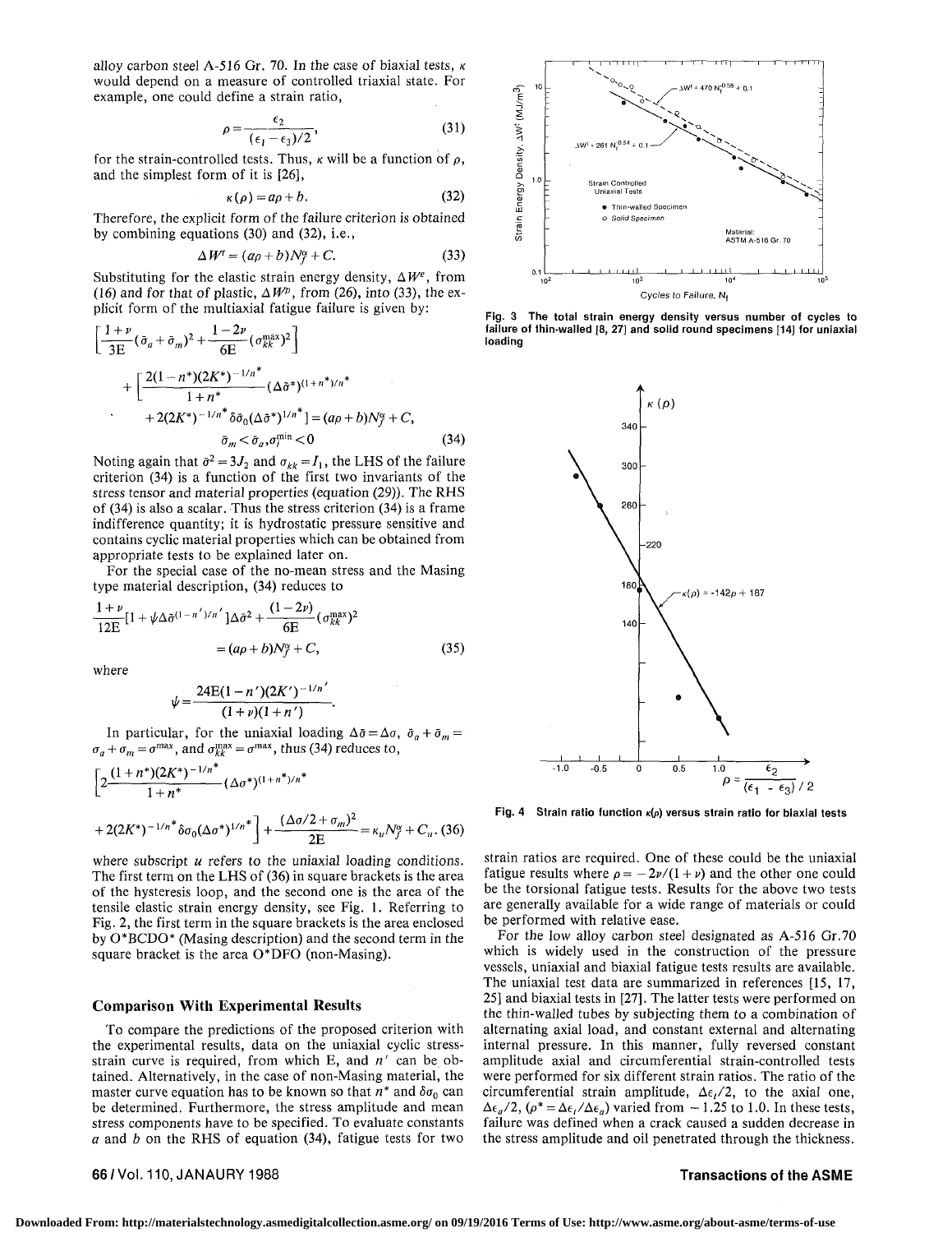alloy carbon steel A-516 Gr. 70. In the case of biaxial tests, $\kappa$ would depend on a measure of controlled triaxial state. For example, one could define a strain ratio,

$$\rho = \frac{\epsilon_2}{(\epsilon_1 - \epsilon_3)/2}, \tag{31}$$

for the strain-controlled tests. Thus, $\kappa$ will be a function of $\rho$, and the simplest form of it is [26],

$$\kappa(\rho) = a\rho + b. \tag{32}$$

Therefore, the explicit form of the failure criterion is obtained by combining equations (30) and (32), i.e.,

$$\Delta W^t = (a\rho + b)N_f^\alpha + C. \tag{33}$$

Substituting for the elastic strain energy density, $\Delta W^e$, from (16) and for that of plastic, $\Delta W^p$, from (26), into (33), the explicit form of the multiaxial fatigue failure is given by:

$$\left[\frac{1+\nu}{3E}(\bar{\sigma}_a + \bar{\sigma}_m)^2 + \frac{1-2\nu}{6E}(\sigma_{kk}^{\max})^2\right] + \left[\frac{2(1-n^*)(2K^*)^{-1/n^*}}{1+n^*}(\Delta\bar{\sigma}^*)^{(1+n^*)/n^*} + 2(2K^*)^{-1/n^*}\delta\bar{\sigma}_0(\Delta\bar{\sigma}^*)^{1/n^*}\right] = (a\rho + b)N_f^\alpha + C,$$

$$\bar{\sigma}_m < \bar{\sigma}_a, \sigma_i^{\min} < 0 \tag{34}$$

Noting again that $\bar{\sigma}^2 = 3J_2$ and $\sigma_{kk} = I_1$, the LHS of the failure criterion (34) is a function of the first two invariants of the stress tensor and material properties (equation (29)). The RHS of (34) is also a scalar. Thus the stress criterion (34) is a frame indifference quantity; it is hydrostatic pressure sensitive and contains cyclic material properties which can be obtained from appropriate tests to be explained later on.

For the special case of the no-mean stress and the Masing type material description, (34) reduces to

$$\frac{1+\nu}{12E}[1 + \psi\Delta\bar{\sigma}^{(1-n')/n'}]\Delta\bar{\sigma}^2 + \frac{(1-2\nu)}{6E}(\sigma_{kk}^{\max})^2 = (a\rho + b)N_f^\alpha + C, \tag{35}$$

where

$$\psi = \frac{24E(1-n')(2K')^{-1/n'}}{(1+\nu)(1+n')}.$$

In particular, for the uniaxial loading $\Delta\bar{\sigma} = \Delta\sigma$, $\bar{\sigma}_a + \bar{\sigma}_m = \sigma_a + \sigma_m = \sigma^{\max}$, and $\sigma_{kk}^{\max} = \sigma^{\max}$, thus (34) reduces to,

$$\left[2\frac{(1+n^*)(2K^*)^{-1/n^*}}{1+n^*}(\Delta\sigma^*)^{(1+n^*)/n^*} + 2(2K^*)^{-1/n^*}\delta\sigma_0(\Delta\sigma^*)^{1/n^*}\right] + \frac{(\Delta\sigma/2 + \sigma_m)^2}{2E} = \kappa_u N_f^\alpha + C_u. \tag{36}$$

where subscript $u$ refers to the uniaxial loading conditions. The first term on the LHS of (36) in square brackets is the area of the hysteresis loop, and the second one is the area of the tensile elastic strain energy density, see Fig. 1. Referring to Fig. 2, the first term in the square brackets is the area enclosed by O*BCDO* (Masing description) and the second term in the square bracket is the area O*DFO (non-Masing).

## Comparison With Experimental Results

To compare the predictions of the proposed criterion with the experimental results, data on the uniaxial cyclic stress-strain curve is required, from which E, and $n'$ can be obtained. Alternatively, in the case of non-Masing material, the master curve equation has to be known so that $n^*$ and $\delta\sigma_0$ can be determined. Furthermore, the stress amplitude and mean stress components have to be specified. To evaluate constants $a$ and $b$ on the RHS of equation (34), fatigue tests for two strain ratios are required. One of these could be the uniaxial fatigue results where $\rho = -2\nu/(1+\nu)$ and the other one could be the torsional fatigue tests. Results for the above two tests are generally available for a wide range of materials or could be performed with relative ease.

For the low alloy carbon steel designated as A-516 Gr.70 which is widely used in the construction of the pressure vessels, uniaxial and biaxial fatigue tests results are available. The uniaxial test data are summarized in references [15, 17, 25] and biaxial tests in [27]. The latter tests were performed on the thin-walled tubes by subjecting them to a combination of alternating axial load, and constant external and alternating internal pressure. In this manner, fully reversed constant amplitude axial and circumferential strain-controlled tests were performed for six different strain ratios. The ratio of the circumferential strain amplitude, $\Delta\epsilon_t/2$, to the axial one, $\Delta\epsilon_a/2$, ($\rho^* = \Delta\epsilon_t/\Delta\epsilon_a$) varied from $-1.25$ to 1.0. In these tests, failure was defined when a crack caused a sudden decrease in the stress amplitude and oil penetrated through the thickness.

Fig. 3 The total strain energy density versus number of cycles to failure of thin-walled [8, 27] and solid round specimens [14] for uniaxial loading

Fig. 4 Strain ratio function $\kappa(\rho)$ versus strain ratio for biaxial tests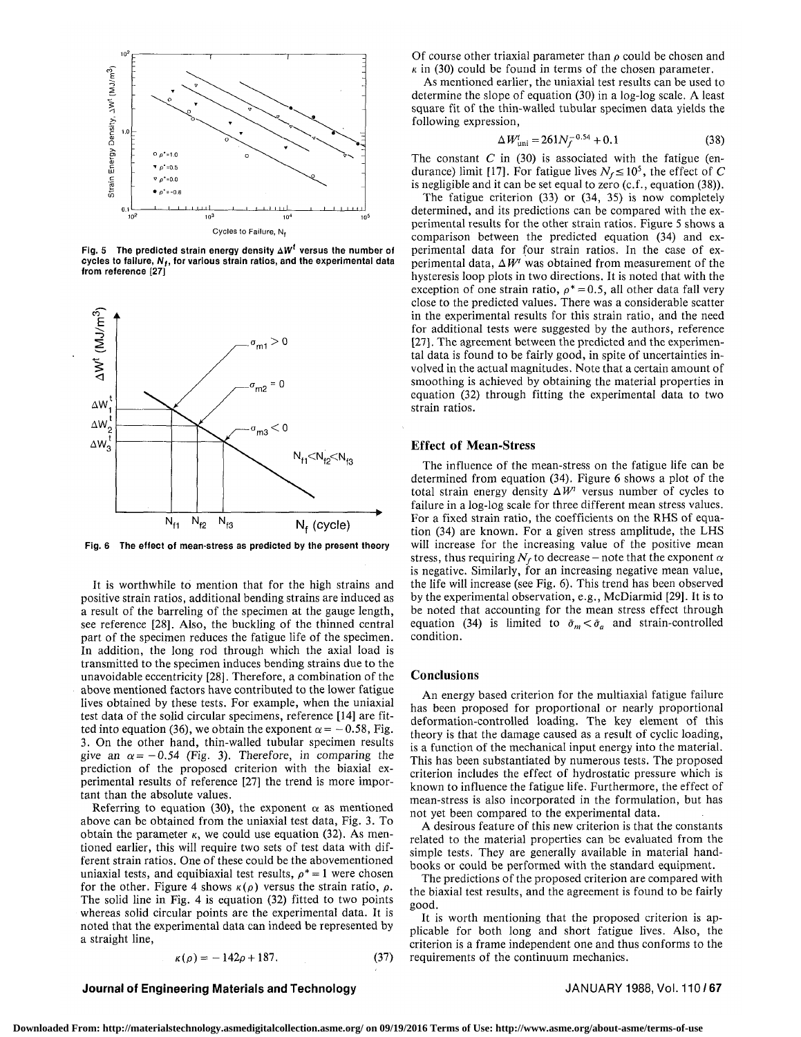Fig. 5 The predicted strain energy density $\Delta W^t$ versus the number of cycles to failure, $N_f$, for various strain ratios, and the experimental data from reference [27]

Fig. 6 The effect of mean-stress as predicted by the present theory

It is worthwhile to mention that for the high strains and positive strain ratios, additional bending strains are induced as a result of the barreling of the specimen at the gauge length, see reference [28]. Also, the buckling of the thinned central part of the specimen reduces the fatigue life of the specimen. In addition, the long rod through which the axial load is transmitted to the specimen induces bending strains due to the unavoidable eccentricity [28]. Therefore, a combination of the above mentioned factors have contributed to the lower fatigue lives obtained by these tests. For example, when the uniaxial test data of the solid circular specimens, reference [14] are fitted into equation (36), we obtain the exponent $\alpha = -0.58$, Fig. 3. On the other hand, thin-walled tubular specimen results give an $\alpha = -0.54$ (Fig. 3). Therefore, in comparing the prediction of the proposed criterion with the biaxial experimental results of reference [27] the trend is more important than the absolute values.

Referring to equation (30), the exponent $\alpha$ as mentioned above can be obtained from the uniaxial test data, Fig. 3. To obtain the parameter $\kappa$, we could use equation (32). As mentioned earlier, this will require two sets of test data with different strain ratios. One of these could be the abovementioned uniaxial tests, and equibiaxial test results, $\rho^* = 1$ were chosen for the other. Figure 4 shows $\kappa(\rho)$ versus the strain ratio, $\rho$. The solid line in Fig. 4 is equation (32) fitted to two points whereas solid circular points are the experimental data. It is noted that the experimental data can indeed be represented by a straight line,

$$\kappa(\rho) = -142\rho + 187. \tag{37}$$

Of course other triaxial parameter than $\rho$ could be chosen and $\kappa$ in (30) could be found in terms of the chosen parameter.

As mentioned earlier, the uniaxial test results can be used to determine the slope of equation (30) in a log-log scale. A least square fit of the thin-walled tubular specimen data yields the following expression,

$$\Delta W^t_{\text{uni}} = 261 N_f^{-0.54} + 0.1 \tag{38}$$

The constant $C$ in (30) is associated with the fatigue (endurance) limit [17]. For fatigue lives $N_f \leq 10^5$, the effect of $C$ is negligible and it can be set equal to zero (c.f., equation (38)).

The fatigue criterion (33) or (34, 35) is now completely determined, and its predictions can be compared with the experimental results for the other strain ratios. Figure 5 shows a comparison between the predicted equation (34) and experimental data for four strain ratios. In the case of experimental data, $\Delta W^t$ was obtained from measurement of the hysteresis loop plots in two directions. It is noted that with the exception of one strain ratio, $\rho^* = 0.5$, all other data fall very close to the predicted values. There was a considerable scatter in the experimental results for this strain ratio, and the need for additional tests were suggested by the authors, reference [27]. The agreement between the predicted and the experimental data is found to be fairly good, in spite of uncertainties involved in the actual magnitudes. Note that a certain amount of smoothing is achieved by obtaining the material properties in equation (32) through fitting the experimental data to two strain ratios.

## Effect of Mean-Stress

The influence of the mean-stress on the fatigue life can be determined from equation (34). Figure 6 shows a plot of the total strain energy density $\Delta W^t$ versus number of cycles to failure in a log-log scale for three different mean stress values. For a fixed strain ratio, the coefficients on the RHS of equation (34) are known. For a given stress amplitude, the LHS will increase for the increasing value of the positive mean stress, thus requiring $N_f$ to decrease – note that the exponent $\alpha$ is negative. Similarly, for an increasing negative mean value, the life will increase (see Fig. 6). This trend has been observed by the experimental observation, e.g., McDiarmid [29]. It is to be noted that accounting for the mean stress effect through equation (34) is limited to $\bar{\sigma}_m < \bar{\sigma}_a$ and strain-controlled condition.

## Conclusions

An energy based criterion for the multiaxial fatigue failure has been proposed for proportional or nearly proportional deformation-controlled loading. The key element of this theory is that the damage caused as a result of cyclic loading, is a function of the mechanical input energy into the material. This has been substantiated by numerous tests. The proposed criterion includes the effect of hydrostatic pressure which is known to influence the fatigue life. Furthermore, the effect of mean-stress is also incorporated in the formulation, but has not yet been compared to the experimental data.

A desirous feature of this new criterion is that the constants related to the material properties can be evaluated from the simple tests. They are generally available in material handbooks or could be performed with the standard equipment.

The predictions of the proposed criterion are compared with the biaxial test results, and the agreement is found to be fairly good.

It is worth mentioning that the proposed criterion is applicable for both long and short fatigue lives. Also, the criterion is a frame independent one and thus conforms to the requirements of the continuum mechanics.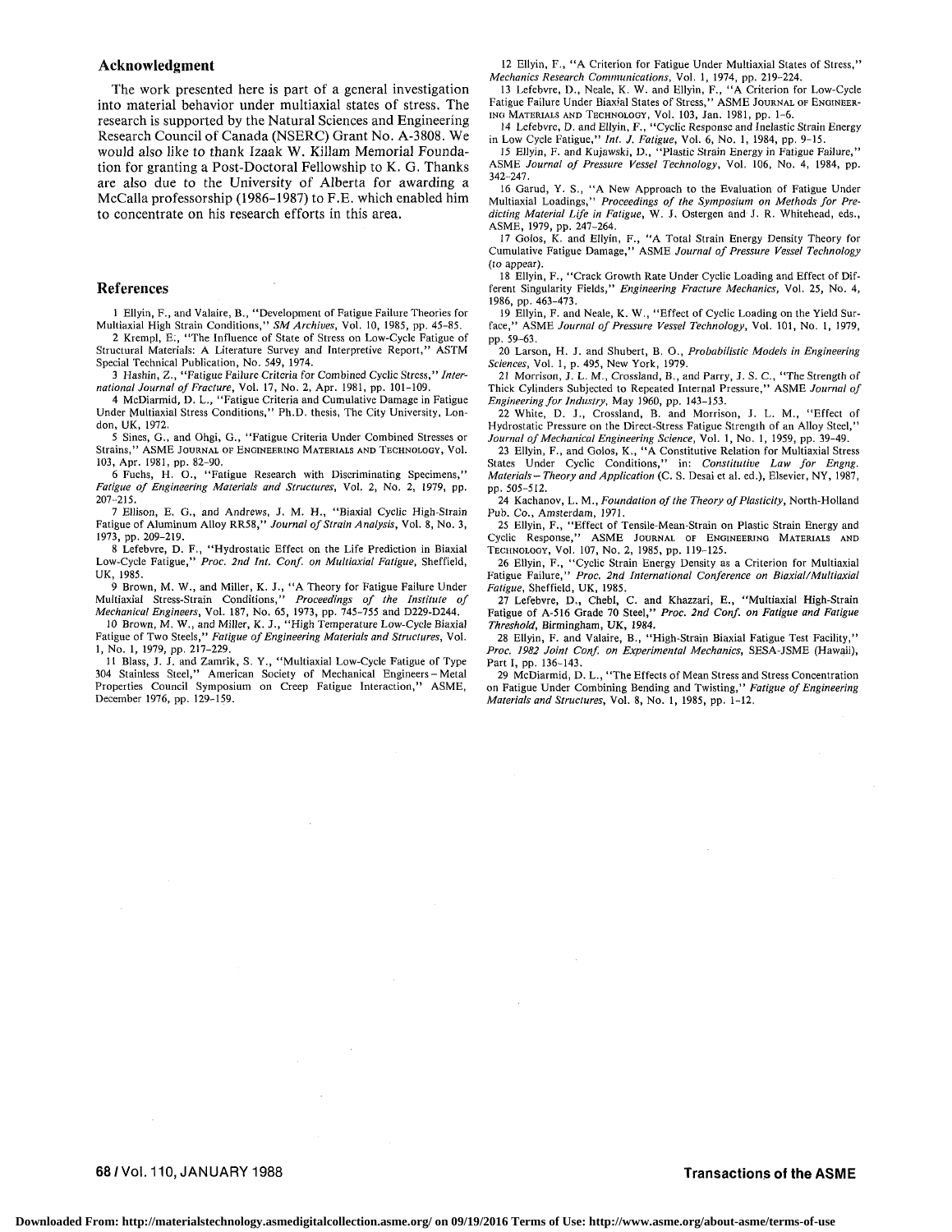## Acknowledgment

The work presented here is part of a general investigation into material behavior under multiaxial states of stress. The research is supported by the Natural Sciences and Engineering Research Council of Canada (NSERC) Grant No. A-3808. We would also like to thank Izaak W. Killam Memorial Foundation for granting a Post-Doctoral Fellowship to K. G. Thanks are also due to the University of Alberta for awarding a McCalla professorship (1986–1987) to F.E. which enabled him to concentrate on his research efforts in this area.

## References

1 Ellyin, F., and Valaire, B., "Development of Fatigue Failure Theories for Multiaxial High Strain Conditions," *SM Archives*, Vol. 10, 1985, pp. 45–85.

2 Krempl, E., "The Influence of State of Stress on Low-Cycle Fatigue of Structural Materials: A Literature Survey and Interpretive Report," ASTM Special Technical Publication, No. 549, 1974.

3 Hashin, Z., "Fatigue Failure Criteria for Combined Cyclic Stress," *International Journal of Fracture*, Vol. 17, No. 2, Apr. 1981, pp. 101–109.

4 McDiarmid, D. L., "Fatigue Criteria and Cumulative Damage in Fatigue Under Multiaxial Stress Conditions," Ph.D. thesis, The City University, London, UK, 1972.

5 Sines, G., and Ohgi, G., "Fatigue Criteria Under Combined Stresses or Strains," ASME Journal of Engineering Materials and Technology, Vol. 103, Apr. 1981, pp. 82–90.

6 Fuchs, H. O., "Fatigue Research with Discriminating Specimens," *Fatigue of Engineering Materials and Structures*, Vol. 2, No. 2, 1979, pp. 207–215.

7 Ellison, E. G., and Andrews, J. M. H., "Biaxial Cyclic High-Strain Fatigue of Aluminum Alloy RR58," *Journal of Strain Analysis*, Vol. 8, No. 3, 1973, pp. 209–219.

8 Lefebvre, D. F., "Hydrostatic Effect on the Life Prediction in Biaxial Low-Cycle Fatigue," *Proc. 2nd Int. Conf. on Multiaxial Fatigue*, Sheffield, UK, 1985.

9 Brown, M. W., and Miller, K. J., "A Theory for Fatigue Failure Under Multiaxial Stress-Strain Conditions," *Proceedings of the Institute of Mechanical Engineers*, Vol. 187, No. 65, 1973, pp. 745–755 and D229–D244.

10 Brown, M. W., and Miller, K. J., "High Temperature Low-Cycle Biaxial Fatigue of Two Steels," *Fatigue of Engineering Materials and Structures*, Vol. 1, No. 1, 1979, pp. 217–229.

11 Blass, J. J. and Zamrik, S. Y., "Multiaxial Low-Cycle Fatigue of Type 304 Stainless Steel," American Society of Mechanical Engineers – Metal Properties Council Symposium on Creep Fatigue Interaction," ASME, December 1976, pp. 129–159.

12 Ellyin, F., "A Criterion for Fatigue Under Multiaxial States of Stress," *Mechanics Research Communications*, Vol. 1, 1974, pp. 219–224.

13 Lefebvre, D., Neale, K. W. and Ellyin, F., "A Criterion for Low-Cycle Fatigue Failure Under Biaxial States of Stress," ASME Journal of Engineering Materials and Technology, Vol. 103, Jan. 1981, pp. 1–6.

14 Lefebvre, D. and Ellyin, F., "Cyclic Response and Inelastic Strain Energy in Low Cycle Fatigue," *Int. J. Fatigue*, Vol. 6, No. 1, 1984, pp. 9–15.

15 Ellyin, F. and Kujawski, D., "Plastic Strain Energy in Fatigue Failure," ASME *Journal of Pressure Vessel Technology*, Vol. 106, No. 4, 1984, pp. 342–247.

16 Garud, Y. S., "A New Approach to the Evaluation of Fatigue Under Multiaxial Loadings," *Proceedings of the Symposium on Methods for Predicting Material Life in Fatigue*, W. J. Ostergen and J. R. Whitehead, eds., ASME, 1979, pp. 247–264.

17 Golos, K. and Ellyin, F., "A Total Strain Energy Density Theory for Cumulative Fatigue Damage," ASME *Journal of Pressure Vessel Technology* (to appear).

18 Ellyin, F., "Crack Growth Rate Under Cyclic Loading and Effect of Different Singularity Fields," *Engineering Fracture Mechanics*, Vol. 25, No. 4, 1986, pp. 463–473.

19 Ellyin, F. and Neale, K. W., "Effect of Cyclic Loading on the Yield Surface," ASME *Journal of Pressure Vessel Technology*, Vol. 101, No. 1, 1979, pp. 59–63.

20 Larson, H. J. and Shubert, B. O., *Probabilistic Models in Engineering Sciences*, Vol. 1, p. 495, New York, 1979.

21 Morrison, J. L. M., Crossland, B., and Parry, J. S. C., "The Strength of Thick Cylinders Subjected to Repeated Internal Pressure," ASME *Journal of Engineering for Industry*, May 1960, pp. 143–153.

22 White, D. J., Crossland, B. and Morrison, J. L. M., "Effect of Hydrostatic Pressure on the Direct-Stress Fatigue Strength of an Alloy Steel," *Journal of Mechanical Engineering Science*, Vol. 1, No. 1, 1959, pp. 39–49.

23 Ellyin, F., and Golos, K., "A Constitutive Relation for Multiaxial Stress States Under Cyclic Conditions," in: *Constitutive Law for Engng. Materials – Theory and Application* (C. S. Desai et al. ed.), Elsevier, NY, 1987, pp. 505–512.

24 Kachanov, L. M., *Foundation of the Theory of Plasticity*, North-Holland Pub. Co., Amsterdam, 1971.

25 Ellyin, F., "Effect of Tensile-Mean-Strain on Plastic Strain Energy and Cyclic Response," ASME Journal of Engineering Materials and Technology, Vol. 107, No. 2, 1985, pp. 119–125.

26 Ellyin, F., "Cyclic Strain Energy Density as a Criterion for Multiaxial Fatigue Failure," *Proc. 2nd International Conference on Biaxial/Multiaxial Fatigue*, Sheffield, UK, 1985.

27 Lefebvre, D., Chebl, C. and Khazzari, E., "Multiaxial High-Strain Fatigue of A-516 Grade 70 Steel," *Proc. 2nd Conf. on Fatigue and Fatigue Threshold*, Birmingham, UK, 1984.

28 Ellyin, F. and Valaire, B., "High-Strain Biaxial Fatigue Test Facility," *Proc. 1982 Joint Conf. on Experimental Mechanics*, SESA-JSME (Hawaii), Part I, pp. 136–143.

29 McDiarmid, D. L., "The Effects of Mean Stress and Stress Concentration on Fatigue Under Combining Bending and Twisting," *Fatigue of Engineering Materials and Structures*, Vol. 8, No. 1, 1985, pp. 1–12.